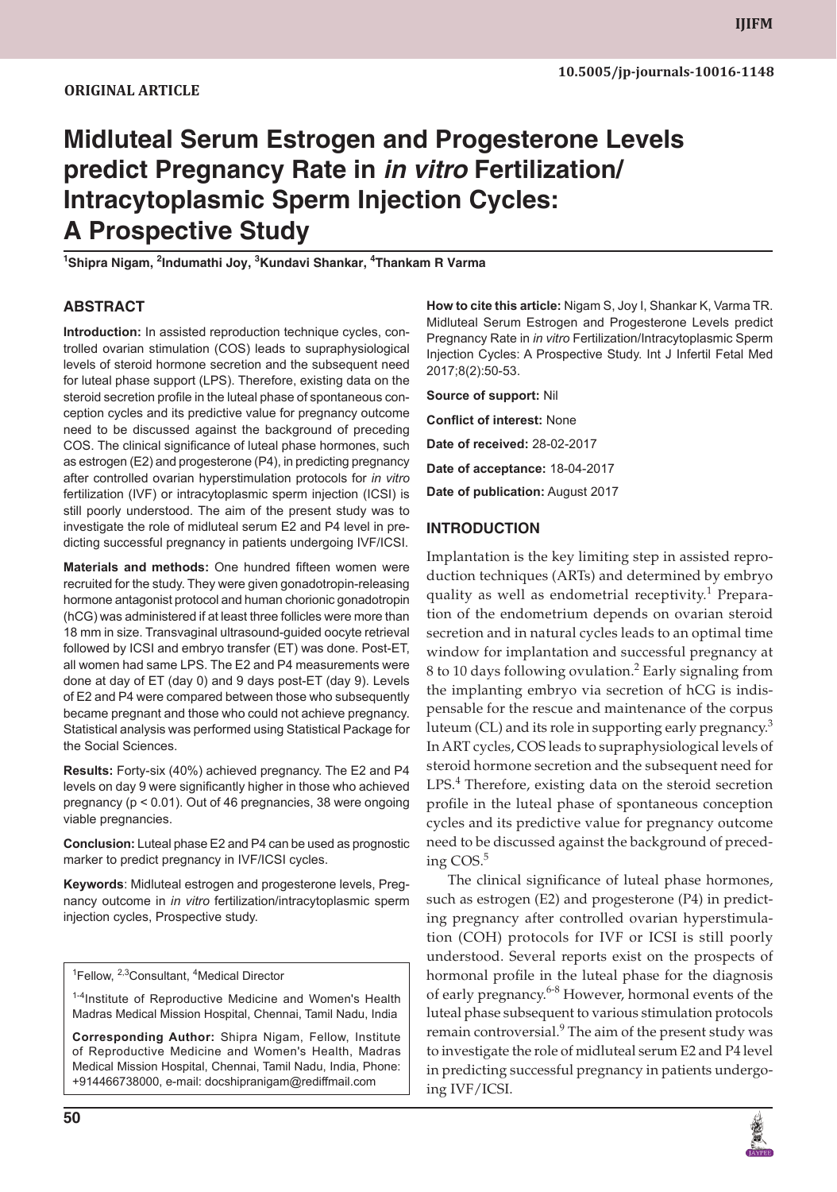ORIGINAL ARTICLE

10.5005/jp-journals-10016-1148

# Midluteal Serum Estrogen and Progesterone Levels predict Pregnancy Rate in *in vitro* Fertilization/ Intracytoplasmic Sperm Injection Cycles: A Prospective Study

**[1]Shipra Nigam, [2]Indumathi Joy, [3]Kundavi Shankar, [4]Thankam R Varma**

## ABSTRACT

**Introduction:** In assisted reproduction technique cycles, controlled ovarian stimulation (COS) leads to supraphysiological levels of steroid hormone secretion and the subsequent need for luteal phase support (LPS). Therefore, existing data on the steroid secretion profile in the luteal phase of spontaneous conception cycles and its predictive value for pregnancy outcome need to be discussed against the background of preceding COS. The clinical significance of luteal phase hormones, such as estrogen (E2) and progesterone (P4), in predicting pregnancy after controlled ovarian hyperstimulation protocols for *in vitro* fertilization (IVF) or intracytoplasmic sperm injection (ICSI) is still poorly understood. The aim of the present study was to investigate the role of midluteal serum E2 and P4 level in predicting successful pregnancy in patients undergoing IVF/ICSI.

**Materials and methods:** One hundred fifteen women were recruited for the study. They were given gonadotropin-releasing hormone antagonist protocol and human chorionic gonadotropin (hCG) was administered if at least three follicles were more than 18 mm in size. Transvaginal ultrasound-guided oocyte retrieval followed by ICSI and embryo transfer (ET) was done. Post-ET, all women had same LPS. The E2 and P4 measurements were done at day of ET (day 0) and 9 days post-ET (day 9). Levels of E2 and P4 were compared between those who subsequently became pregnant and those who could not achieve pregnancy. Statistical analysis was performed using Statistical Package for the Social Sciences.

**Results:** Forty-six (40%) achieved pregnancy. The E2 and P4 levels on day 9 were significantly higher in those who achieved pregnancy ($p < 0.01$). Out of 46 pregnancies, 38 were ongoing viable pregnancies.

**Conclusion:** Luteal phase E2 and P4 can be used as prognostic marker to predict pregnancy in IVF/ICSI cycles.

**Keywords**: Midluteal estrogen and progesterone levels, Pregnancy outcome in *in vitro* fertilization/intracytoplasmic sperm injection cycles, Prospective study.

**How to cite this article:** Nigam S, Joy I, Shankar K, Varma TR. Midluteal Serum Estrogen and Progesterone Levels predict Pregnancy Rate in *in vitro* Fertilization/Intracytoplasmic Sperm Injection Cycles: A Prospective Study. Int J Infertil Fetal Med 2017;8(2):50-53.

**Source of support:** Nil

**Conflict of interest:** None

**Date of received:** 28-02-2017

**Date of acceptance:** 18-04-2017

**Date of publication:** August 2017

## INTRODUCTION

Implantation is the key limiting step in assisted reproduction techniques (ARTs) and determined by embryo quality as well as endometrial receptivity.[1] Preparation of the endometrium depends on ovarian steroid secretion and in natural cycles leads to an optimal time window for implantation and successful pregnancy at 8 to 10 days following ovulation.[2] Early signaling from the implanting embryo via secretion of hCG is indispensable for the rescue and maintenance of the corpus luteum (CL) and its role in supporting early pregnancy.[3] In ART cycles, COS leads to supraphysiological levels of steroid hormone secretion and the subsequent need for LPS.[4] Therefore, existing data on the steroid secretion profile in the luteal phase of spontaneous conception cycles and its predictive value for pregnancy outcome need to be discussed against the background of preceding COS.[5]

The clinical significance of luteal phase hormones, such as estrogen (E2) and progesterone (P4) in predicting pregnancy after controlled ovarian hyperstimulation (COH) protocols for IVF or ICSI is still poorly understood. Several reports exist on the prospects of hormonal profile in the luteal phase for the diagnosis of early pregnancy.[6-8] However, hormonal events of the luteal phase subsequent to various stimulation protocols remain controversial.[9] The aim of the present study was to investigate the role of midluteal serum E2 and P4 level in predicting successful pregnancy in patients undergoing IVF/ICSI.

[1]Fellow, [2,3]Consultant, [4]Medical Director

[1-4]Institute of Reproductive Medicine and Women's Health Madras Medical Mission Hospital, Chennai, Tamil Nadu, India

**Corresponding Author:** Shipra Nigam, Fellow, Institute of Reproductive Medicine and Women's Health, Madras Medical Mission Hospital, Chennai, Tamil Nadu, India, Phone: +914466738000, e-mail: docshipranigam@rediffmail.com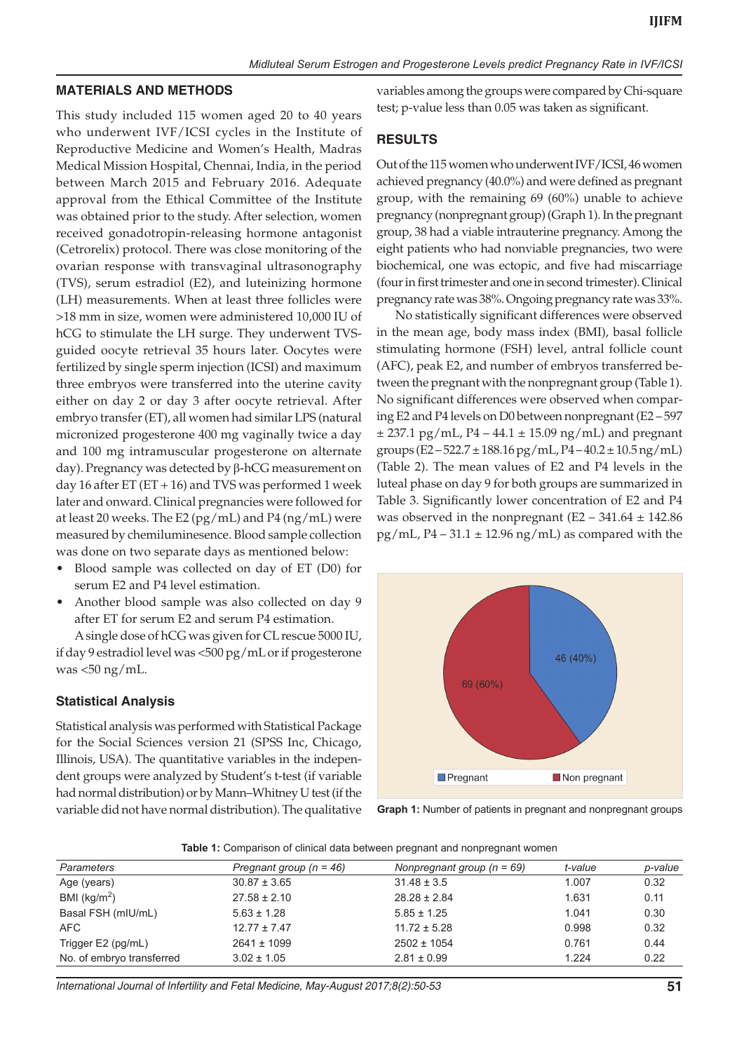## MATERIALS AND METHODS

This study included 115 women aged 20 to 40 years who underwent IVF/ICSI cycles in the Institute of Reproductive Medicine and Women's Health, Madras Medical Mission Hospital, Chennai, India, in the period between March 2015 and February 2016. Adequate approval from the Ethical Committee of the Institute was obtained prior to the study. After selection, women received gonadotropin-releasing hormone antagonist (Cetrorelix) protocol. There was close monitoring of the ovarian response with transvaginal ultrasonography (TVS), serum estradiol (E2), and luteinizing hormone (LH) measurements. When at least three follicles were >18 mm in size, women were administered 10,000 IU of hCG to stimulate the LH surge. They underwent TVS-guided oocyte retrieval 35 hours later. Oocytes were fertilized by single sperm injection (ICSI) and maximum three embryos were transferred into the uterine cavity either on day 2 or day 3 after oocyte retrieval. After embryo transfer (ET), all women had similar LPS (natural micronized progesterone 400 mg vaginally twice a day and 100 mg intramuscular progesterone on alternate day). Pregnancy was detected by β-hCG measurement on day 16 after ET (ET + 16) and TVS was performed 1 week later and onward. Clinical pregnancies were followed for at least 20 weeks. The E2 (pg/mL) and P4 (ng/mL) were measured by chemiluminesence. Blood sample collection was done on two separate days as mentioned below:

- Blood sample was collected on day of ET (D0) for serum E2 and P4 level estimation.
- Another blood sample was also collected on day 9 after ET for serum E2 and serum P4 estimation.

A single dose of hCG was given for CL rescue 5000 IU, if day 9 estradiol level was <500 pg/mL or if progesterone was <50 ng/mL.

### Statistical Analysis

Statistical analysis was performed with Statistical Package for the Social Sciences version 21 (SPSS Inc, Chicago, Illinois, USA). The quantitative variables in the independent groups were analyzed by Student's t-test (if variable had normal distribution) or by Mann–Whitney U test (if the variable did not have normal distribution). The qualitative variables among the groups were compared by Chi-square test; p-value less than 0.05 was taken as significant.

## RESULTS

Out of the 115 women who underwent IVF/ICSI, 46 women achieved pregnancy (40.0%) and were defined as pregnant group, with the remaining 69 (60%) unable to achieve pregnancy (nonpregnant group) (Graph 1). In the pregnant group, 38 had a viable intrauterine pregnancy. Among the eight patients who had nonviable pregnancies, two were biochemical, one was ectopic, and five had miscarriage (four in first trimester and one in second trimester). Clinical pregnancy rate was 38%. Ongoing pregnancy rate was 33%.

No statistically significant differences were observed in the mean age, body mass index (BMI), basal follicle stimulating hormone (FSH) level, antral follicle count (AFC), peak E2, and number of embryos transferred between the pregnant with the nonpregnant group (Table 1). No significant differences were observed when comparing E2 and P4 levels on D0 between nonpregnant (E2 – 597 ± 237.1 pg/mL, P4 – 44.1 ± 15.09 ng/mL) and pregnant groups (E2 – 522.7 ± 188.16 pg/mL, P4 – 40.2 ± 10.5 ng/mL) (Table 2). The mean values of E2 and P4 levels in the luteal phase on day 9 for both groups are summarized in Table 3. Significantly lower concentration of E2 and P4 was observed in the nonpregnant (E2 – 341.64 ± 142.86 pg/mL, P4 – 31.1 ± 12.96 ng/mL) as compared with the

Graph 1: Number of patients in pregnant and nonpregnant groups

**Table 1:** Comparison of clinical data between pregnant and nonpregnant women

| *Parameters* | *Pregnant group (n = 46)* | *Nonpregnant group (n = 69)* | *t-value* | *p-value* |
|---|---|---|---|---|
| Age (years) | 30.87 ± 3.65 | 31.48 ± 3.5 | 1.007 | 0.32 |
| BMI (kg/m$^2$) | 27.58 ± 2.10 | 28.28 ± 2.84 | 1.631 | 0.11 |
| Basal FSH (mIU/mL) | 5.63 ± 1.28 | 5.85 ± 1.25 | 1.041 | 0.30 |
| AFC | 12.77 ± 7.47 | 11.72 ± 5.28 | 0.998 | 0.32 |
| Trigger E2 (pg/mL) | 2641 ± 1099 | 2502 ± 1054 | 0.761 | 0.44 |
| No. of embryo transferred | 3.02 ± 1.05 | 2.81 ± 0.99 | 1.224 | 0.22 |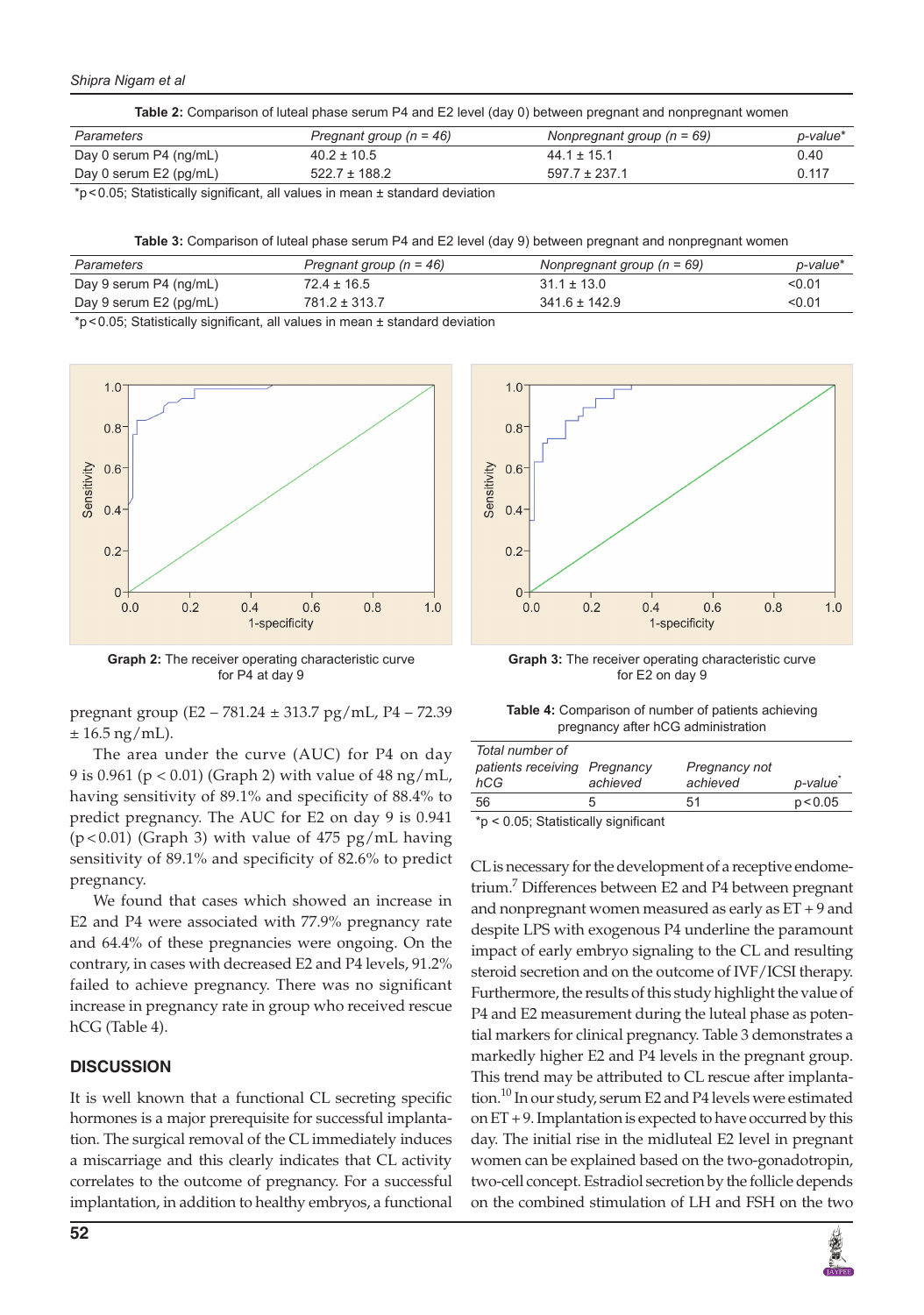**Table 2:** Comparison of luteal phase serum P4 and E2 level (day 0) between pregnant and nonpregnant women

| *Parameters* | *Pregnant group (n = 46)* | *Nonpregnant group (n = 69)* | *p-value** |
|---|---|---|---|
| Day 0 serum P4 (ng/mL) | 40.2 ± 10.5 | 44.1 ± 15.1 | 0.40 |
| Day 0 serum E2 (pg/mL) | 522.7 ± 188.2 | 597.7 ± 237.1 | 0.117 |

*p < 0.05; Statistically significant, all values in mean ± standard deviation

**Table 3:** Comparison of luteal phase serum P4 and E2 level (day 9) between pregnant and nonpregnant women

| *Parameters* | *Pregnant group (n = 46)* | *Nonpregnant group (n = 69)* | *p-value** |
|---|---|---|---|
| Day 9 serum P4 (ng/mL) | 72.4 ± 16.5 | 31.1 ± 13.0 | <0.01 |
| Day 9 serum E2 (pg/mL) | 781.2 ± 313.7 | 341.6 ± 142.9 | <0.01 |

*p < 0.05; Statistically significant, all values in mean ± standard deviation

**Graph 2:** The receiver operating characteristic curve for P4 at day 9

**Graph 3:** The receiver operating characteristic curve for E2 on day 9

pregnant group (E2 – 781.24 ± 313.7 pg/mL, P4 – 72.39 ± 16.5 ng/mL).

The area under the curve (AUC) for P4 on day 9 is 0.961 ($p < 0.01$) (Graph 2) with value of 48 ng/mL, having sensitivity of 89.1% and specificity of 88.4% to predict pregnancy. The AUC for E2 on day 9 is 0.941 ($p < 0.01$) (Graph 3) with value of 475 pg/mL having sensitivity of 89.1% and specificity of 82.6% to predict pregnancy.

We found that cases which showed an increase in E2 and P4 were associated with 77.9% pregnancy rate and 64.4% of these pregnancies were ongoing. On the contrary, in cases with decreased E2 and P4 levels, 91.2% failed to achieve pregnancy. There was no significant increase in pregnancy rate in group who received rescue hCG (Table 4).

**Table 4:** Comparison of number of patients achieving pregnancy after hCG administration

| *Total number of patients receiving hCG* | *Pregnancy achieved* | *Pregnancy not achieved* | *p-value** |
|---|---|---|---|
| 56 | 5 | 51 | p < 0.05 |

*p < 0.05; Statistically significant

## DISCUSSION

It is well known that a functional CL secreting specific hormones is a major prerequisite for successful implantation. The surgical removal of the CL immediately induces a miscarriage and this clearly indicates that CL activity correlates to the outcome of pregnancy. For a successful implantation, in addition to healthy embryos, a functional CL is necessary for the development of a receptive endometrium.[7] Differences between E2 and P4 between pregnant and nonpregnant women measured as early as ET + 9 and despite LPS with exogenous P4 underline the paramount impact of early embryo signaling to the CL and resulting steroid secretion and on the outcome of IVF/ICSI therapy. Furthermore, the results of this study highlight the value of P4 and E2 measurement during the luteal phase as potential markers for clinical pregnancy. Table 3 demonstrates a markedly higher E2 and P4 levels in the pregnant group. This trend may be attributed to CL rescue after implantation.[10] In our study, serum E2 and P4 levels were estimated on ET + 9. Implantation is expected to have occurred by this day. The initial rise in the midluteal E2 level in pregnant women can be explained based on the two-gonadotropin, two-cell concept. Estradiol secretion by the follicle depends on the combined stimulation of LH and FSH on the two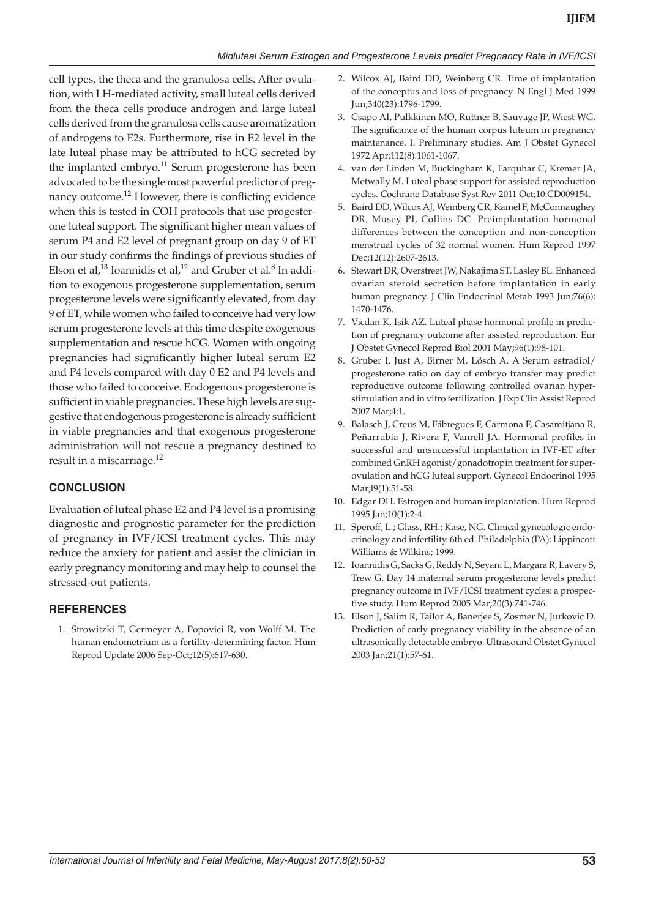cell types, the theca and the granulosa cells. After ovulation, with LH-mediated activity, small luteal cells derived from the theca cells produce androgen and large luteal cells derived from the granulosa cells cause aromatization of androgens to E2s. Furthermore, rise in E2 level in the late luteal phase may be attributed to hCG secreted by the implanted embryo.[11] Serum progesterone has been advocated to be the single most powerful predictor of pregnancy outcome.[12] However, there is conflicting evidence when this is tested in COH protocols that use progesterone luteal support. The significant higher mean values of serum P4 and E2 level of pregnant group on day 9 of ET in our study confirms the findings of previous studies of Elson et al,[13] Ioannidis et al,[12] and Gruber et al.[8] In addition to exogenous progesterone supplementation, serum progesterone levels were significantly elevated, from day 9 of ET, while women who failed to conceive had very low serum progesterone levels at this time despite exogenous supplementation and rescue hCG. Women with ongoing pregnancies had significantly higher luteal serum E2 and P4 levels compared with day 0 E2 and P4 levels and those who failed to conceive. Endogenous progesterone is sufficient in viable pregnancies. These high levels are suggestive that endogenous progesterone is already sufficient in viable pregnancies and that exogenous progesterone administration will not rescue a pregnancy destined to result in a miscarriage.[12]

## CONCLUSION

Evaluation of luteal phase E2 and P4 level is a promising diagnostic and prognostic parameter for the prediction of pregnancy in IVF/ICSI treatment cycles. This may reduce the anxiety for patient and assist the clinician in early pregnancy monitoring and may help to counsel the stressed-out patients.

## REFERENCES

1. Strowitzki T, Germeyer A, Popovici R, von Wolff M. The human endometrium as a fertility-determining factor. Hum Reprod Update 2006 Sep-Oct;12(5):617-630.
2. Wilcox AJ, Baird DD, Weinberg CR. Time of implantation of the conceptus and loss of pregnancy. N Engl J Med 1999 Jun;340(23):1796-1799.
3. Csapo AI, Pulkkinen MO, Ruttner B, Sauvage JP, Wiest WG. The significance of the human corpus luteum in pregnancy maintenance. I. Preliminary studies. Am J Obstet Gynecol 1972 Apr;112(8):1061-1067.
4. van der Linden M, Buckingham K, Farquhar C, Kremer JA, Metwally M. Luteal phase support for assisted reproduction cycles. Cochrane Database Syst Rev 2011 Oct;10:CD009154.
5. Baird DD, Wilcox AJ, Weinberg CR, Kamel F, McConnaughey DR, Musey PI, Collins DC. Preimplantation hormonal differences between the conception and non-conception menstrual cycles of 32 normal women. Hum Reprod 1997 Dec;12(12):2607-2613.
6. Stewart DR, Overstreet JW, Nakajima ST, Lasley BL. Enhanced ovarian steroid secretion before implantation in early human pregnancy. J Clin Endocrinol Metab 1993 Jun;76(6): 1470-1476.
7. Vicdan K, Isik AZ. Luteal phase hormonal profile in prediction of pregnancy outcome after assisted reproduction. Eur J Obstet Gynecol Reprod Biol 2001 May;96(1):98-101.
8. Gruber I, Just A, Birner M, Lösch A. A Serum estradiol/progesterone ratio on day of embryo transfer may predict reproductive outcome following controlled ovarian hyperstimulation and in vitro fertilization. J Exp Clin Assist Reprod 2007 Mar;4:1.
9. Balasch J, Creus M, Fábregues F, Carmona F, Casamitjana R, Peñarrubia J, Rivera F, Vanrell JA. Hormonal profiles in successful and unsuccessful implantation in IVF-ET after combined GnRH agonist/gonadotropin treatment for superovulation and hCG luteal support. Gynecol Endocrinol 1995 Mar;l9(1):51-58.
10. Edgar DH. Estrogen and human implantation. Hum Reprod 1995 Jan;10(1):2-4.
11. Speroff, L.; Glass, RH.; Kase, NG. Clinical gynecologic endocrinology and infertility. 6th ed. Philadelphia (PA): Lippincott Williams & Wilkins; 1999.
12. Ioannidis G, Sacks G, Reddy N, Seyani L, Margara R, Lavery S, Trew G. Day 14 maternal serum progesterone levels predict pregnancy outcome in IVF/ICSI treatment cycles: a prospective study. Hum Reprod 2005 Mar;20(3):741-746.
13. Elson J, Salim R, Tailor A, Banerjee S, Zosmer N, Jurkovic D. Prediction of early pregnancy viability in the absence of an ultrasonically detectable embryo. Ultrasound Obstet Gynecol 2003 Jan;21(1):57-61.